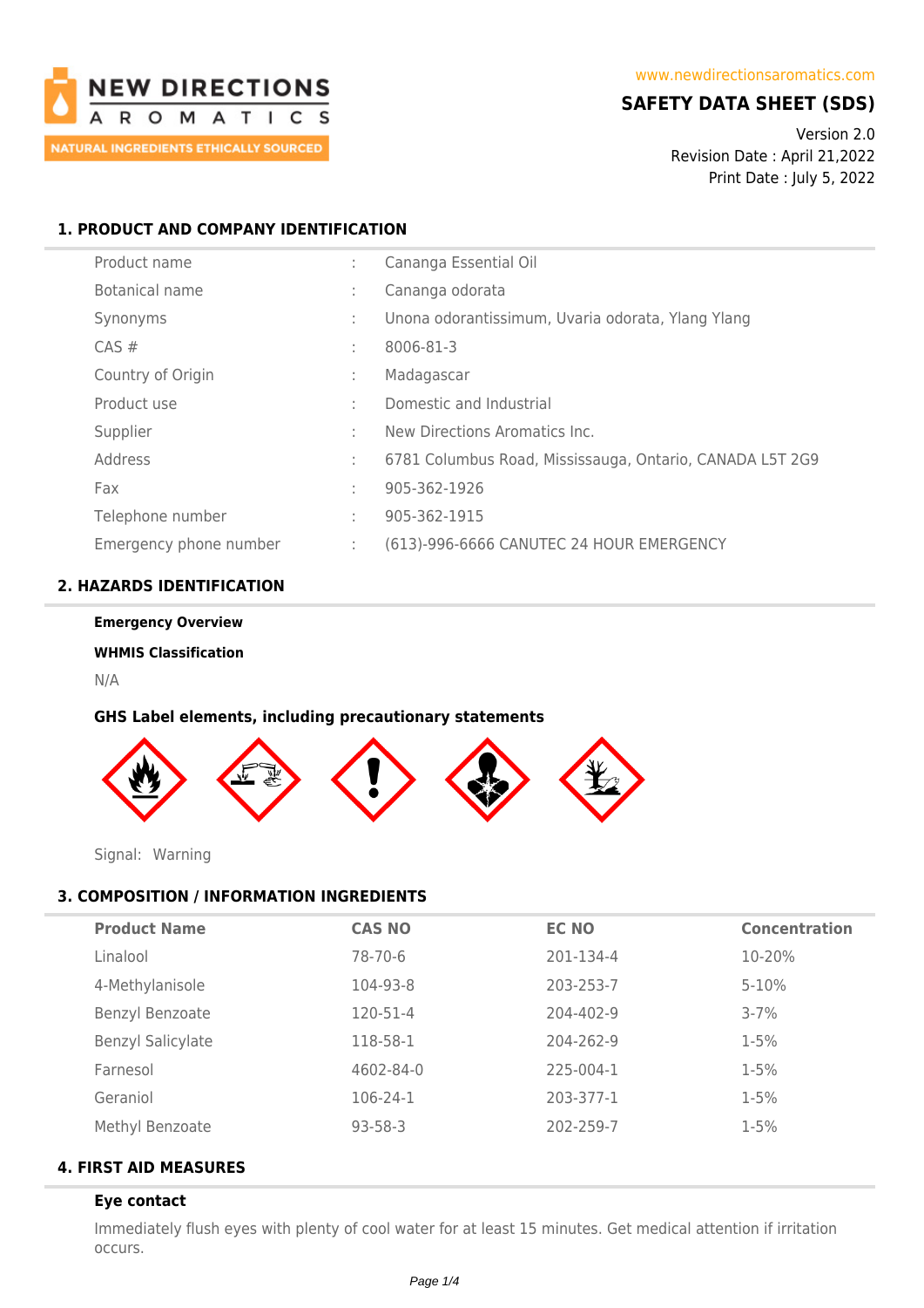NEW DIRECTIONS AROMATICS

NATURAL INGREDIENTS ETHICALLY SOURCED

www.newdirectionsaromatics.com

# SAFETY DATA SHEET (SDS)

Version 2.0
Revision Date : April 21,2022
Print Date : July 5, 2022

## 1. PRODUCT AND COMPANY IDENTIFICATION

| | | |
|---|---|---|
| Product name | : | Cananga Essential Oil |
| Botanical name | : | Cananga odorata |
| Synonyms | : | Unona odorantissimum, Uvaria odorata, Ylang Ylang |
| CAS # | : | 8006-81-3 |
| Country of Origin | : | Madagascar |
| Product use | : | Domestic and Industrial |
| Supplier | : | New Directions Aromatics Inc. |
| Address | : | 6781 Columbus Road, Mississauga, Ontario, CANADA L5T 2G9 |
| Fax | : | 905-362-1926 |
| Telephone number | : | 905-362-1915 |
| Emergency phone number | : | (613)-996-6666 CANUTEC 24 HOUR EMERGENCY |

## 2. HAZARDS IDENTIFICATION

**Emergency Overview**

**WHMIS Classification**

N/A

**GHS Label elements, including precautionary statements**

Signal: Warning

## 3. COMPOSITION / INFORMATION INGREDIENTS

| Product Name | CAS NO | EC NO | Concentration |
|---|---|---|---|
| Linalool | 78-70-6 | 201-134-4 | 10-20% |
| 4-Methylanisole | 104-93-8 | 203-253-7 | 5-10% |
| Benzyl Benzoate | 120-51-4 | 204-402-9 | 3-7% |
| Benzyl Salicylate | 118-58-1 | 204-262-9 | 1-5% |
| Farnesol | 4602-84-0 | 225-004-1 | 1-5% |
| Geraniol | 106-24-1 | 203-377-1 | 1-5% |
| Methyl Benzoate | 93-58-3 | 202-259-7 | 1-5% |

## 4. FIRST AID MEASURES

**Eye contact**

Immediately flush eyes with plenty of cool water for at least 15 minutes. Get medical attention if irritation occurs.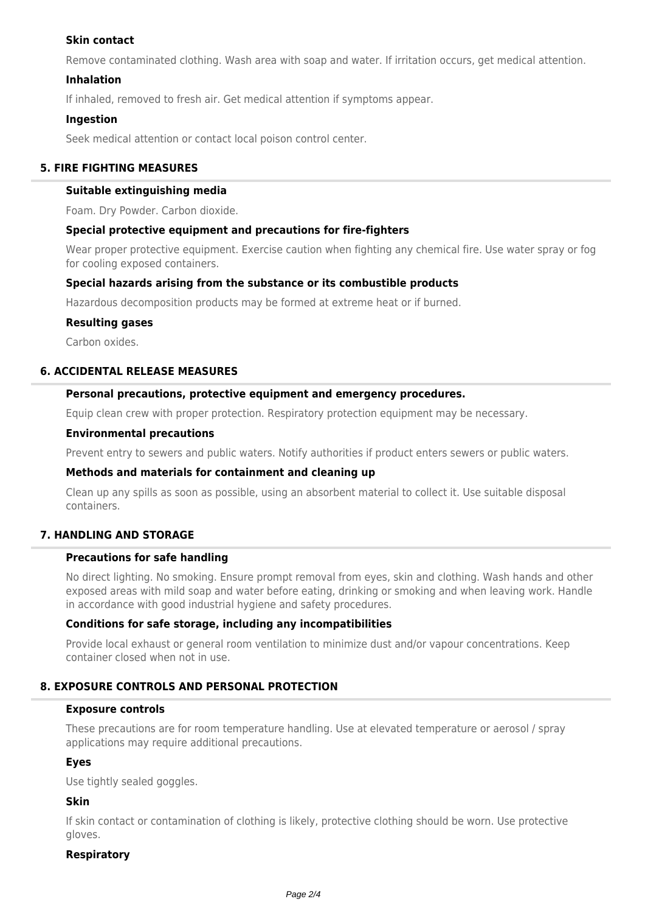### Skin contact

Remove contaminated clothing. Wash area with soap and water. If irritation occurs, get medical attention.

### Inhalation

If inhaled, removed to fresh air. Get medical attention if symptoms appear.

### Ingestion

Seek medical attention or contact local poison control center.

## 5. FIRE FIGHTING MEASURES

### Suitable extinguishing media

Foam. Dry Powder. Carbon dioxide.

### Special protective equipment and precautions for fire-fighters

Wear proper protective equipment. Exercise caution when fighting any chemical fire. Use water spray or fog for cooling exposed containers.

### Special hazards arising from the substance or its combustible products

Hazardous decomposition products may be formed at extreme heat or if burned.

### Resulting gases

Carbon oxides.

## 6. ACCIDENTAL RELEASE MEASURES

### Personal precautions, protective equipment and emergency procedures.

Equip clean crew with proper protection. Respiratory protection equipment may be necessary.

### Environmental precautions

Prevent entry to sewers and public waters. Notify authorities if product enters sewers or public waters.

### Methods and materials for containment and cleaning up

Clean up any spills as soon as possible, using an absorbent material to collect it. Use suitable disposal containers.

## 7. HANDLING AND STORAGE

### Precautions for safe handling

No direct lighting. No smoking. Ensure prompt removal from eyes, skin and clothing. Wash hands and other exposed areas with mild soap and water before eating, drinking or smoking and when leaving work. Handle in accordance with good industrial hygiene and safety procedures.

### Conditions for safe storage, including any incompatibilities

Provide local exhaust or general room ventilation to minimize dust and/or vapour concentrations. Keep container closed when not in use.

## 8. EXPOSURE CONTROLS AND PERSONAL PROTECTION

### Exposure controls

These precautions are for room temperature handling. Use at elevated temperature or aerosol / spray applications may require additional precautions.

### Eyes

Use tightly sealed goggles.

### Skin

If skin contact or contamination of clothing is likely, protective clothing should be worn. Use protective gloves.

### Respiratory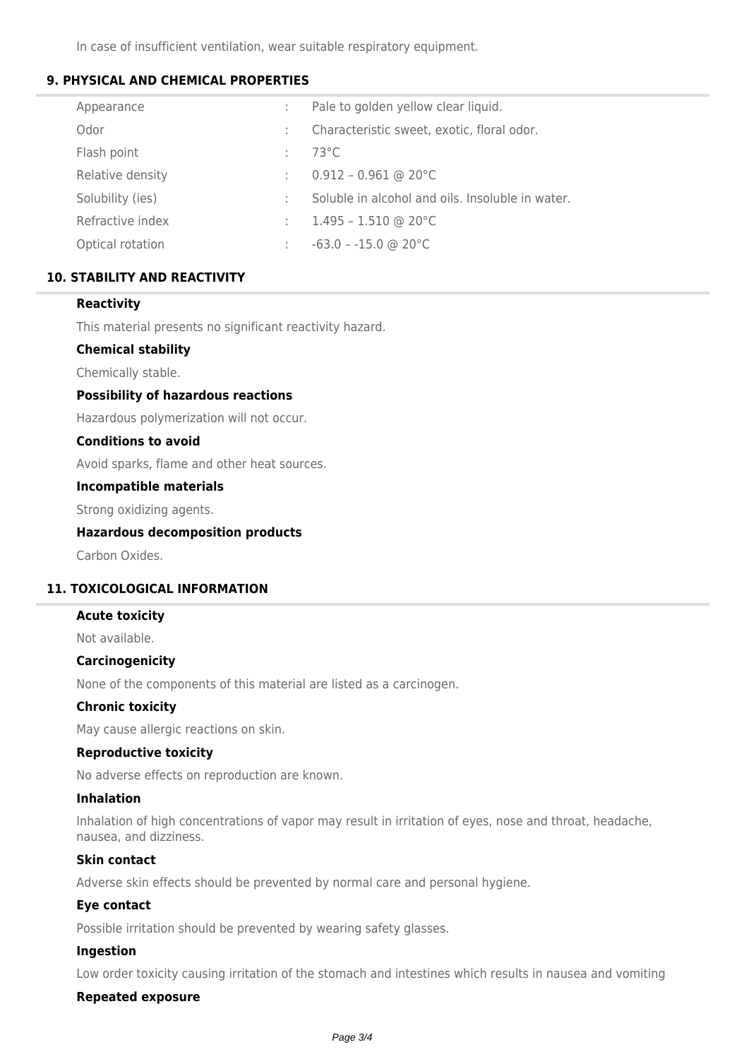In case of insufficient ventilation, wear suitable respiratory equipment.

## 9. PHYSICAL AND CHEMICAL PROPERTIES

| | | |
|---|---|---|
| Appearance | : | Pale to golden yellow clear liquid. |
| Odor | : | Characteristic sweet, exotic, floral odor. |
| Flash point | : | 73°C |
| Relative density | : | 0.912 – 0.961 @ 20°C |
| Solubility (ies) | : | Soluble in alcohol and oils. Insoluble in water. |
| Refractive index | : | 1.495 – 1.510 @ 20°C |
| Optical rotation | : | -63.0 – -15.0 @ 20°C |

## 10. STABILITY AND REACTIVITY

### Reactivity

This material presents no significant reactivity hazard.

### Chemical stability

Chemically stable.

### Possibility of hazardous reactions

Hazardous polymerization will not occur.

### Conditions to avoid

Avoid sparks, flame and other heat sources.

### Incompatible materials

Strong oxidizing agents.

### Hazardous decomposition products

Carbon Oxides.

## 11. TOXICOLOGICAL INFORMATION

### Acute toxicity

Not available.

### Carcinogenicity

None of the components of this material are listed as a carcinogen.

### Chronic toxicity

May cause allergic reactions on skin.

### Reproductive toxicity

No adverse effects on reproduction are known.

### Inhalation

Inhalation of high concentrations of vapor may result in irritation of eyes, nose and throat, headache, nausea, and dizziness.

### Skin contact

Adverse skin effects should be prevented by normal care and personal hygiene.

### Eye contact

Possible irritation should be prevented by wearing safety glasses.

### Ingestion

Low order toxicity causing irritation of the stomach and intestines which results in nausea and vomiting

### Repeated exposure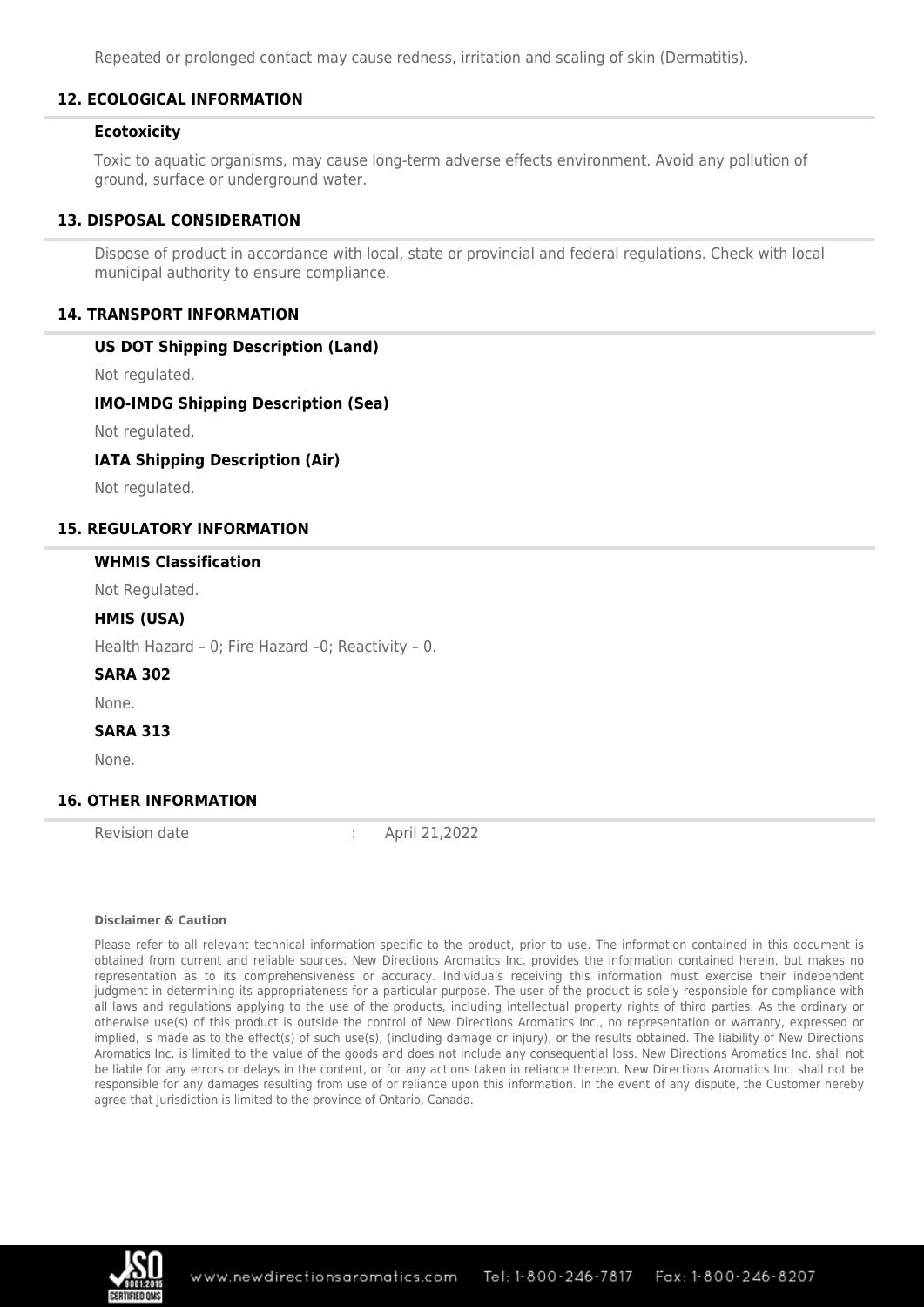Repeated or prolonged contact may cause redness, irritation and scaling of skin (Dermatitis).

## 12. ECOLOGICAL INFORMATION

### Ecotoxicity

Toxic to aquatic organisms, may cause long-term adverse effects environment. Avoid any pollution of ground, surface or underground water.

## 13. DISPOSAL CONSIDERATION

Dispose of product in accordance with local, state or provincial and federal regulations. Check with local municipal authority to ensure compliance.

## 14. TRANSPORT INFORMATION

### US DOT Shipping Description (Land)

Not regulated.

### IMO-IMDG Shipping Description (Sea)

Not regulated.

### IATA Shipping Description (Air)

Not regulated.

## 15. REGULATORY INFORMATION

### WHMIS Classification

Not Regulated.

### HMIS (USA)

Health Hazard – 0; Fire Hazard –0; Reactivity – 0.

### SARA 302

None.

### SARA 313

None.

## 16. OTHER INFORMATION

Revision date : April 21,2022

**Disclaimer & Caution**

Please refer to all relevant technical information specific to the product, prior to use. The information contained in this document is obtained from current and reliable sources. New Directions Aromatics Inc. provides the information contained herein, but makes no representation as to its comprehensiveness or accuracy. Individuals receiving this information must exercise their independent judgment in determining its appropriateness for a particular purpose. The user of the product is solely responsible for compliance with all laws and regulations applying to the use of the products, including intellectual property rights of third parties. As the ordinary or otherwise use(s) of this product is outside the control of New Directions Aromatics Inc., no representation or warranty, expressed or implied, is made as to the effect(s) of such use(s), (including damage or injury), or the results obtained. The liability of New Directions Aromatics Inc. is limited to the value of the goods and does not include any consequential loss. New Directions Aromatics Inc. shall not be liable for any errors or delays in the content, or for any actions taken in reliance thereon. New Directions Aromatics Inc. shall not be responsible for any damages resulting from use of or reliance upon this information. In the event of any dispute, the Customer hereby agree that Jurisdiction is limited to the province of Ontario, Canada.

www.newdirectionsaromatics.com Tel: 1-800-246-7817 Fax: 1-800-246-8207